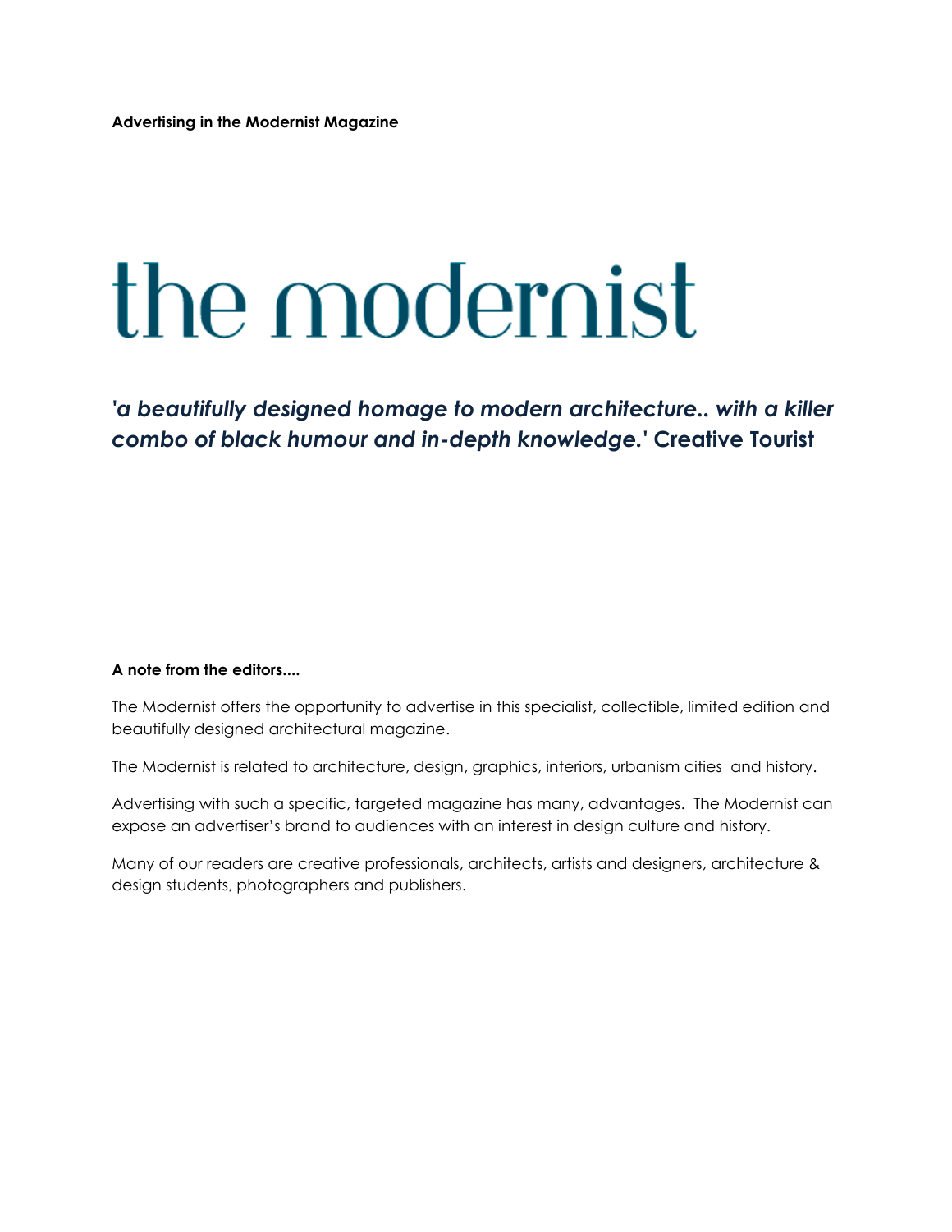**Advertising in the Modernist Magazine**

# the modernist

## *'a beautifully designed homage to modern architecture.. with a killer combo of black humour and in-depth knowledge.'* Creative Tourist

**A note from the editors....**

The Modernist offers the opportunity to advertise in this specialist, collectible, limited edition and beautifully designed architectural magazine.

The Modernist is related to architecture, design, graphics, interiors, urbanism cities  and history.

Advertising with such a specific, targeted magazine has many, advantages.  The Modernist can expose an advertiser's brand to audiences with an interest in design culture and history.

Many of our readers are creative professionals, architects, artists and designers, architecture & design students, photographers and publishers.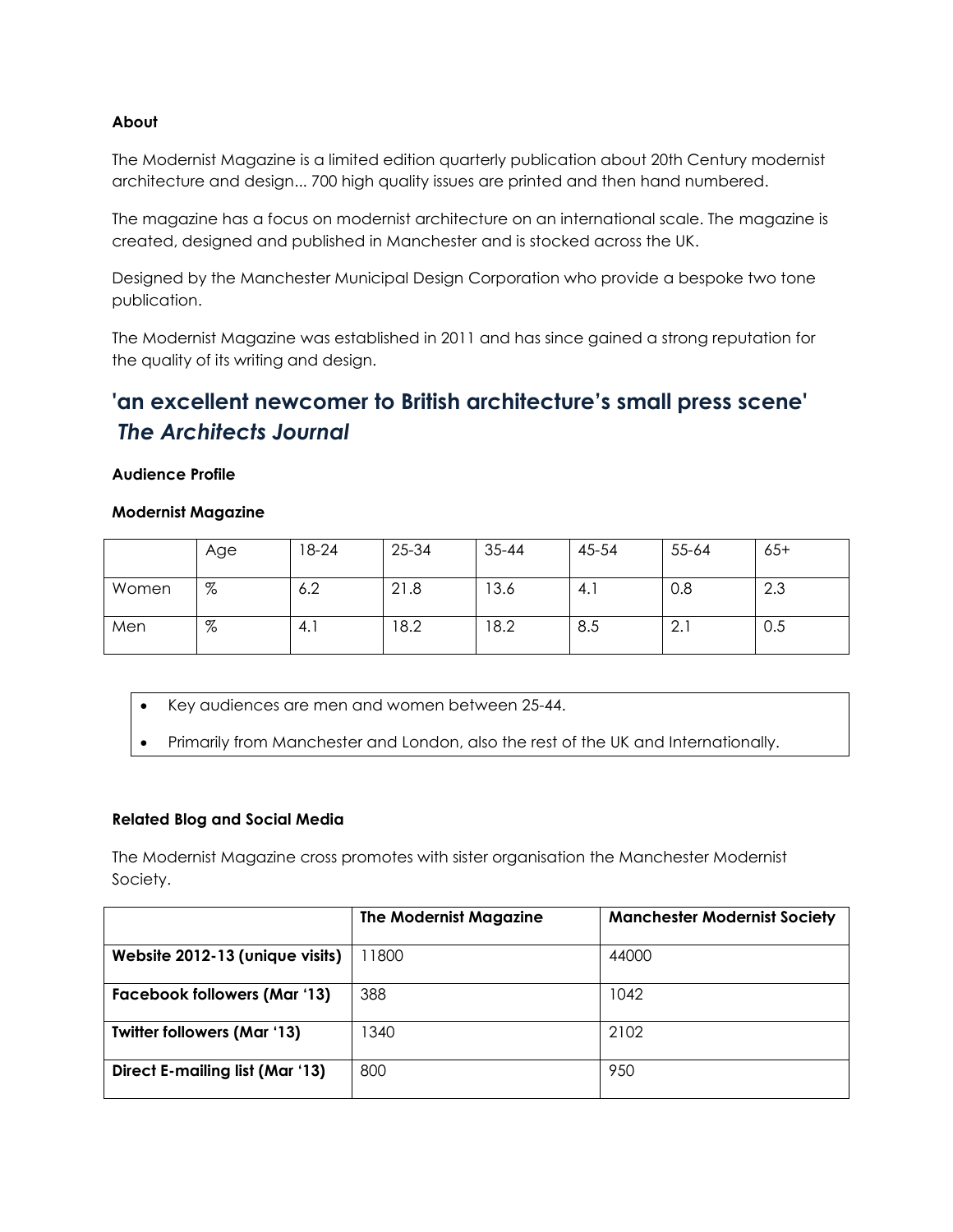**About**

The Modernist Magazine is a limited edition quarterly publication about 20th Century modernist architecture and design... 700 high quality issues are printed and then hand numbered.

The magazine has a focus on modernist architecture on an international scale. The magazine is created, designed and published in Manchester and is stocked across the UK.

Designed by the Manchester Municipal Design Corporation who provide a bespoke two tone publication.

The Modernist Magazine was established in 2011 and has since gained a strong reputation for the quality of its writing and design.

## 'an excellent newcomer to British architecture's small press scene' *The Architects Journal*

**Audience Profile**

**Modernist Magazine**

| | Age | 18-24 | 25-34 | 35-44 | 45-54 | 55-64 | 65+ |
|---|---|---|---|---|---|---|---|
| Women | % | 6.2 | 21.8 | 13.6 | 4.1 | 0.8 | 2.3 |
| Men | % | 4.1 | 18.2 | 18.2 | 8.5 | 2.1 | 0.5 |

- Key audiences are men and women between 25-44.
- Primarily from Manchester and London, also the rest of the UK and Internationally.

**Related Blog and Social Media**

The Modernist Magazine cross promotes with sister organisation the Manchester Modernist Society.

| | **The Modernist Magazine** | **Manchester Modernist Society** |
|---|---|---|
| **Website 2012-13 (unique visits)** | 11800 | 44000 |
| **Facebook followers (Mar '13)** | 388 | 1042 |
| **Twitter followers (Mar '13)** | 1340 | 2102 |
| **Direct E-mailing list (Mar '13)** | 800 | 950 |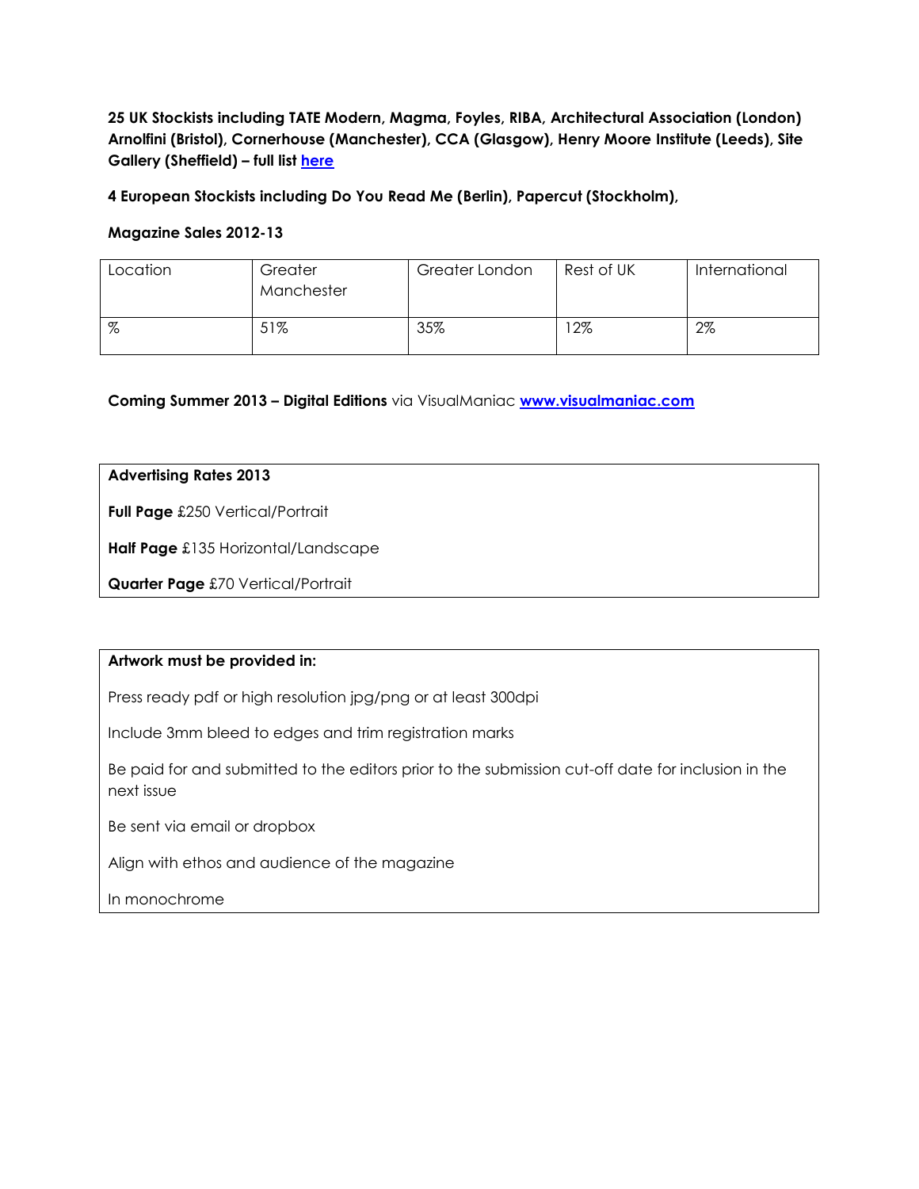**25 UK Stockists including TATE Modern, Magma, Foyles, RIBA, Architectural Association (London) Arnolfini (Bristol), Cornerhouse (Manchester), CCA (Glasgow), Henry Moore Institute (Leeds), Site Gallery (Sheffield) – full list here**

**4 European Stockists including Do You Read Me (Berlin), Papercut (Stockholm),**

**Magazine Sales 2012-13**

| Location | Greater Manchester | Greater London | Rest of UK | International |
|---|---|---|---|---|
| % | 51% | 35% | 12% | 2% |

**Coming Summer 2013 – Digital Editions** via VisualManiac **www.visualmaniac.com**

**Advertising Rates 2013**

**Full Page** £250 Vertical/Portrait

**Half Page** £135 Horizontal/Landscape

**Quarter Page** £70 Vertical/Portrait

**Artwork must be provided in:**

Press ready pdf or high resolution jpg/png or at least 300dpi

Include 3mm bleed to edges and trim registration marks

Be paid for and submitted to the editors prior to the submission cut-off date for inclusion in the next issue

Be sent via email or dropbox

Align with ethos and audience of the magazine

In monochrome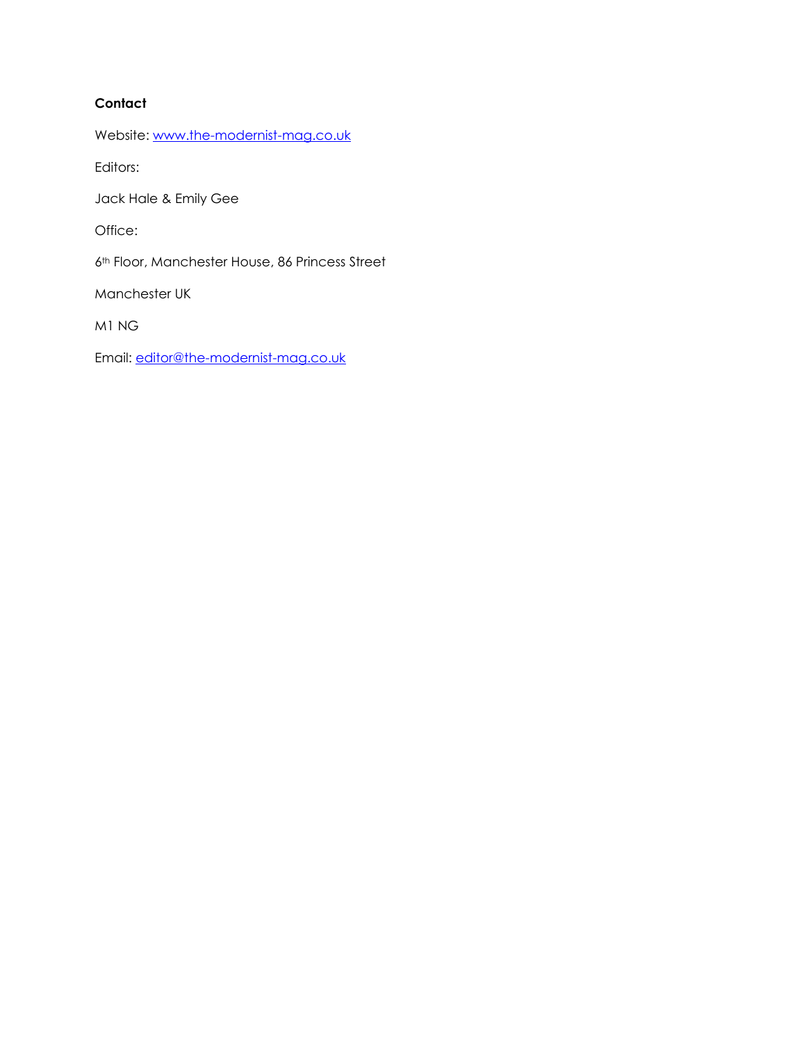**Contact**

Website: www.the-modernist-mag.co.uk

Editors:

Jack Hale & Emily Gee

Office:

6th Floor, Manchester House, 86 Princess Street

Manchester UK

M1 NG

Email: editor@the-modernist-mag.co.uk